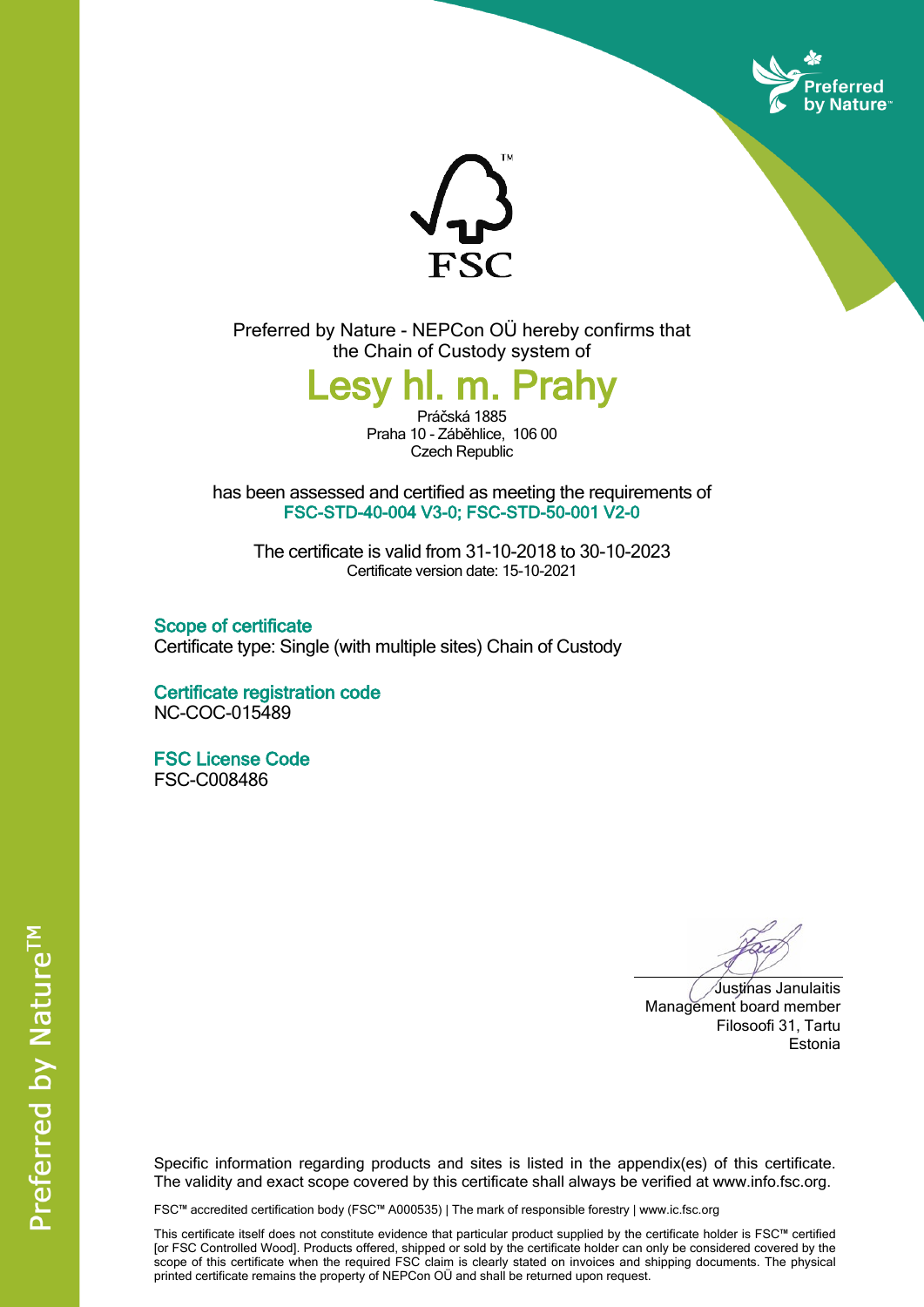Preferred by Nature - NEPCon OÜ hereby confirms that the Chain of Custody system of

# Lesy hl. m. Prahy

Práčská 1885
Praha 10 - Záběhlice, 106 00
Czech Republic

has been assessed and certified as meeting the requirements of
**FSC-STD-40-004 V3-0; FSC-STD-50-001 V2-0**

The certificate is valid from 31-10-2018 to 30-10-2023
Certificate version date: 15-10-2021

## Scope of certificate

Certificate type: Single (with multiple sites) Chain of Custody

## Certificate registration code

NC-COC-015489

## FSC License Code

FSC-C008486

Justinas Janulaitis
Management board member
Filosoofi 31, Tartu
Estonia

Specific information regarding products and sites is listed in the appendix(es) of this certificate. The validity and exact scope covered by this certificate shall always be verified at www.info.fsc.org.

FSC™ accredited certification body (FSC™ A000535) | The mark of responsible forestry | www.ic.fsc.org

This certificate itself does not constitute evidence that particular product supplied by the certificate holder is FSC™ certified [or FSC Controlled Wood]. Products offered, shipped or sold by the certificate holder can only be considered covered by the scope of this certificate when the required FSC claim is clearly stated on invoices and shipping documents. The physical printed certificate remains the property of NEPCon OÜ and shall be returned upon request.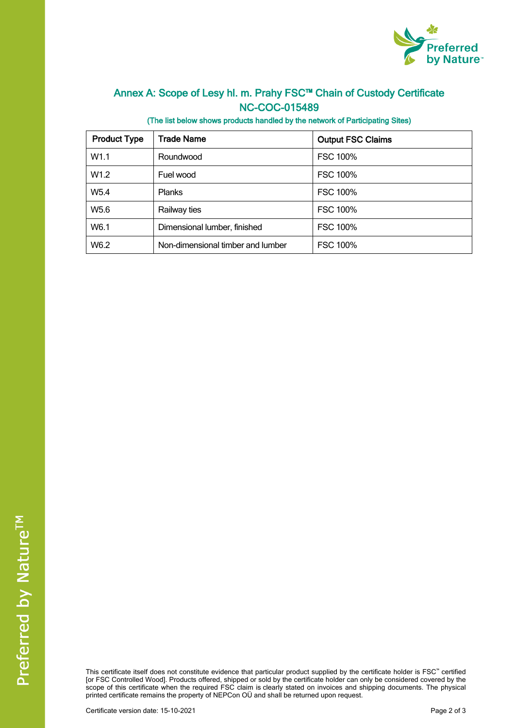## Annex A: Scope of Lesy hl. m. Prahy FSC™ Chain of Custody Certificate NC-COC-015489

(The list below shows products handled by the network of Participating Sites)

| Product Type | Trade Name | Output FSC Claims |
|---|---|---|
| W1.1 | Roundwood | FSC 100% |
| W1.2 | Fuel wood | FSC 100% |
| W5.4 | Planks | FSC 100% |
| W5.6 | Railway ties | FSC 100% |
| W6.1 | Dimensional lumber, finished | FSC 100% |
| W6.2 | Non-dimensional timber and lumber | FSC 100% |

This certificate itself does not constitute evidence that particular product supplied by the certificate holder is FSC™ certified [or FSC Controlled Wood]. Products offered, shipped or sold by the certificate holder can only be considered covered by the scope of this certificate when the required FSC claim is clearly stated on invoices and shipping documents. The physical printed certificate remains the property of NEPCon OÜ and shall be returned upon request.

Certificate version date: 15-10-2021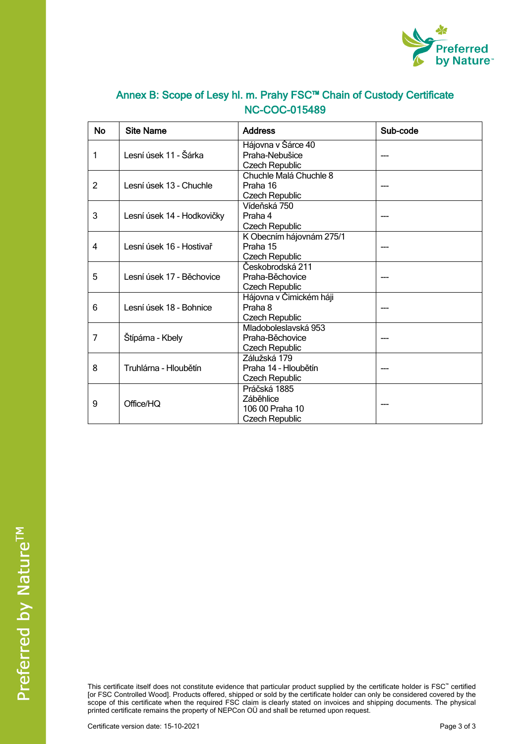## Annex B: Scope of Lesy hl. m. Prahy FSC™ Chain of Custody Certificate NC-COC-015489

| No | Site Name | Address | Sub-code |
|---|---|---|---|
| 1 | Lesní úsek 11 - Šárka | Hájovna v Šárce 40<br>Praha-Nebušice<br>Czech Republic | --- |
| 2 | Lesní úsek 13 - Chuchle | Chuchle Malá Chuchle 8<br>Praha 16<br>Czech Republic | --- |
| 3 | Lesní úsek 14 - Hodkovičky | Vídeňská 750<br>Praha 4<br>Czech Republic | --- |
| 4 | Lesní úsek 16 - Hostivař | K Obecním hájovnám 275/1<br>Praha 15<br>Czech Republic | --- |
| 5 | Lesní úsek 17 - Běchovice | Českobrodská 211<br>Praha-Běchovice<br>Czech Republic | --- |
| 6 | Lesní úsek 18 - Bohnice | Hájovna v Čimickém háji<br>Praha 8<br>Czech Republic | --- |
| 7 | Štípárna - Kbely | Mladoboleslavská 953<br>Praha-Běchovice<br>Czech Republic | --- |
| 8 | Truhlárna - Hloubětín | Zálužská 179<br>Praha 14 - Hloubětín<br>Czech Republic | --- |
| 9 | Office/HQ | Práčská 1885<br>Záběhlice<br>106 00 Praha 10<br>Czech Republic | --- |

This certificate itself does not constitute evidence that particular product supplied by the certificate holder is FSC™ certified [or FSC Controlled Wood]. Products offered, shipped or sold by the certificate holder can only be considered covered by the scope of this certificate when the required FSC claim is clearly stated on invoices and shipping documents. The physical printed certificate remains the property of NEPCon OÜ and shall be returned upon request.

Certificate version date: 15-10-2021